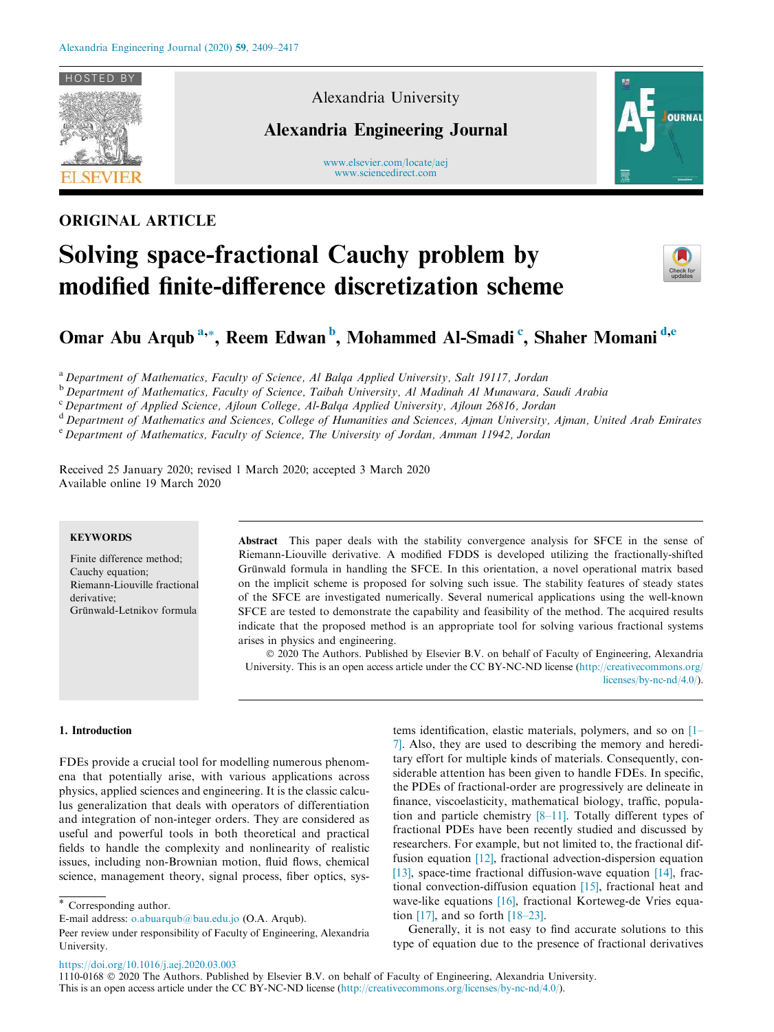ORIGINAL ARTICLE

# Solving space-fractional Cauchy problem by modified finite-difference discretization scheme

**Omar Abu Arqub [a,*], Reem Edwan [b], Mohammed Al-Smadi [c], Shaher Momani [d,e]**

[a] *Department of Mathematics, Faculty of Science, Al Balqa Applied University, Salt 19117, Jordan*
[b] *Department of Mathematics, Faculty of Science, Taibah University, Al Madinah Al Munawara, Saudi Arabia*
[c] *Department of Applied Science, Ajloun College, Al-Balqa Applied University, Ajloun 26816, Jordan*
[d] *Department of Mathematics and Sciences, College of Humanities and Sciences, Ajman University, Ajman, United Arab Emirates*
[e] *Department of Mathematics, Faculty of Science, The University of Jordan, Amman 11942, Jordan*

Received 25 January 2020; revised 1 March 2020; accepted 3 March 2020
Available online 19 March 2020

**KEYWORDS**

Finite difference method;
Cauchy equation;
Riemann-Liouville fractional derivative;
Grünwald-Letnikov formula

**Abstract** This paper deals with the stability convergence analysis for SFCE in the sense of Riemann-Liouville derivative. A modified FDDS is developed utilizing the fractionally-shifted Grünwald formula in handling the SFCE. In this orientation, a novel operational matrix based on the implicit scheme is proposed for solving such issue. The stability features of steady states of the SFCE are investigated numerically. Several numerical applications using the well-known SFCE are tested to demonstrate the capability and feasibility of the method. The acquired results indicate that the proposed method is an appropriate tool for solving various fractional systems arises in physics and engineering.

© 2020 The Authors. Published by Elsevier B.V. on behalf of Faculty of Engineering, Alexandria University. This is an open access article under the CC BY-NC-ND license (http://creativecommons.org/licenses/by-nc-nd/4.0/).

## 1. Introduction

FDEs provide a crucial tool for modelling numerous phenomena that potentially arise, with various applications across physics, applied sciences and engineering. It is the classic calculus generalization that deals with operators of differentiation and integration of non-integer orders. They are considered as useful and powerful tools in both theoretical and practical fields to handle the complexity and nonlinearity of realistic issues, including non-Brownian motion, fluid flows, chemical science, management theory, signal process, fiber optics, systems identification, elastic materials, polymers, and so on [1–7]. Also, they are used to describing the memory and hereditary effort for multiple kinds of materials. Consequently, considerable attention has been given to handle FDEs. In specific, the PDEs of fractional-order are progressively are delineate in finance, viscoelasticity, mathematical biology, traffic, population and particle chemistry [8–11]. Totally different types of fractional PDEs have been recently studied and discussed by researchers. For example, but not limited to, the fractional diffusion equation [12], fractional advection-dispersion equation [13], space-time fractional diffusion-wave equation [14], fractional convection-diffusion equation [15], fractional heat and wave-like equations [16], fractional Korteweg-de Vries equation [17], and so forth [18–23].

Generally, it is not easy to find accurate solutions to this type of equation due to the presence of fractional derivatives

* Corresponding author.
E-mail address: o.abuarqub@bau.edu.jo (O.A. Arqub).
Peer review under responsibility of Faculty of Engineering, Alexandria University.

https://doi.org/10.1016/j.aej.2020.03.003
1110-0168 © 2020 The Authors. Published by Elsevier B.V. on behalf of Faculty of Engineering, Alexandria University.
This is an open access article under the CC BY-NC-ND license (http://creativecommons.org/licenses/by-nc-nd/4.0/).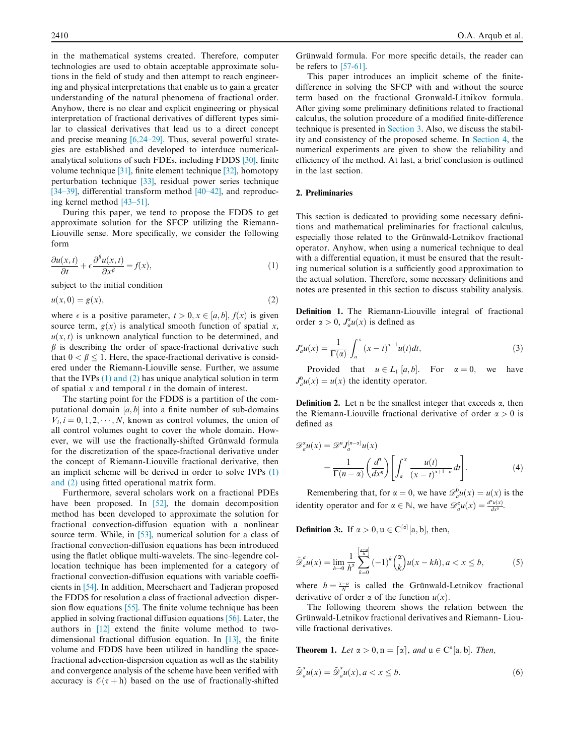in the mathematical systems created. Therefore, computer technologies are used to obtain acceptable approximate solutions in the field of study and then attempt to reach engineering and physical interpretations that enable us to gain a greater understanding of the natural phenomena of fractional order. Anyhow, there is no clear and explicit engineering or physical interpretation of fractional derivatives of different types similar to classical derivatives that lead us to a direct concept and precise meaning [6,24–29]. Thus, several powerful strategies are established and developed to interduce numerical-analytical solutions of such FDEs, including FDDS [30], finite volume technique [31], finite element technique [32], homotopy perturbation technique [33], residual power series technique [34–39], differential transform method [40–42], and reproducing kernel method [43–51].

During this paper, we tend to propose the FDDS to get approximate solution for the SFCP utilizing the Riemann-Liouville sense. More specifically, we consider the following form

$$\frac{\partial u(x,t)}{\partial t}+\epsilon\frac{\partial^{\beta}u(x,t)}{\partial x^{\beta}}=f(x), \tag{1}$$

subject to the initial condition

$$u(x,0)=g(x), \tag{2}$$

where $\epsilon$ is a positive parameter, $t>0, x\in[a,b]$, $f(x)$ is given source term, $g(x)$ is analytical smooth function of spatial $x$, $u(x,t)$ is unknown analytical function to be determined, and $\beta$ is describing the order of space-fractional derivative such that $0<\beta\leq 1$. Here, the space-fractional derivative is considered under the Riemann-Liouville sense. Further, we assume that the IVPs (1) and (2) has unique analytical solution in term of spatial $x$ and temporal $t$ in the domain of interest.

The starting point for the FDDS is a partition of the computational domain $[a,b]$ into a finite number of sub-domains $V_i, i=0,1,2,\cdots,N$, known as control volumes, the union of all control volumes ought to cover the whole domain. However, we will use the fractionally-shifted Grünwald formula for the discretization of the space-fractional derivative under the concept of Riemann-Liouville fractional derivative, then an implicit scheme will be derived in order to solve IVPs (1) and (2) using fitted operational matrix form.

Furthermore, several scholars work on a fractional PDEs have been proposed. In [52], the domain decomposition method has been developed to approximate the solution for fractional convection-diffusion equation with a nonlinear source term. While, in [53], numerical solution for a class of fractional convection-diffusion equations has been introduced using the flatlet oblique multi-wavelets. The sinc–legendre collocation technique has been implemented for a category of fractional convection-diffusion equations with variable coefficients in [54]. In addition, Meerschaert and Tadjeran proposed the FDDS for resolution a class of fractional advection–dispersion flow equations [55]. The finite volume technique has been applied in solving fractional diffusion equations [56]. Later, the authors in [12] extend the finite volume method to two-dimensional fractional diffusion equation. In [13], the finite volume and FDDS have been utilized in handling the space-fractional advection-dispersion equation as well as the stability and convergence analysis of the scheme have been verified with accuracy is $\mathcal{O}(\tau+h)$ based on the use of fractionally-shifted Grünwald formula. For more specific details, the reader can be refers to [57-61].

This paper introduces an implicit scheme of the finite-difference in solving the SFCP with and without the source term based on the fractional Gronwald-Litnikov formula. After giving some preliminary definitions related to fractional calculus, the solution procedure of a modified finite-difference technique is presented in Section 3. Also, we discuss the stability and consistency of the proposed scheme. In Section 4, the numerical experiments are given to show the reliability and efficiency of the method. At last, a brief conclusion is outlined in the last section.

## 2. Preliminaries

This section is dedicated to providing some necessary definitions and mathematical preliminaries for fractional calculus, especially those related to the Grünwald-Letnikov fractional operator. Anyhow, when using a numerical technique to deal with a differential equation, it must be ensured that the resulting numerical solution is a sufficiently good approximation to the actual solution. Therefore, some necessary definitions and notes are presented in this section to discuss stability analysis.

**Definition 1.** The Riemann-Liouville integral of fractional order $\alpha>0$, $\mathcal{J}_a^{\alpha}u(x)$ is defined as

$$\mathcal{J}_a^{\alpha}u(x)=\frac{1}{\Gamma(\alpha)}\int_a^x(x-t)^{\alpha-1}u(t)dt, \tag{3}$$

Provided that $u\in L_1[a,b]$. For $\alpha=0$, we have $\mathcal{J}_a^{0}u(x)=u(x)$ the identity operator.

**Definition 2.** Let n be the smallest integer that exceeds $\alpha$, then the Riemann-Liouville fractional derivative of order $\alpha>0$ is defined as

$$\mathscr{D}_a^{\alpha}u(x)=\mathscr{D}^{n}\mathcal{J}_a^{(n-\alpha)}u(x)=\frac{1}{\Gamma(n-\alpha)}\left(\frac{d^n}{dx^n}\right)\left[\int_a^x\frac{u(t)}{(x-t)^{\alpha+1-n}}dt\right]. \tag{4}$$

Remembering that, for $\alpha=0$, we have $\mathscr{D}_a^{0}u(x)=u(x)$ is the identity operator and for $\alpha\in\mathbb{N}$, we have $\mathscr{D}_a^{\alpha}u(x)=\frac{d^{\alpha}u(x)}{dx^{\alpha}}$.

**Definition 3:.** If $\alpha>0, u\in C^{\lceil\alpha\rceil}[a,b]$, then,

$$\tilde{\mathscr{D}}_a^{a}u(x)=\lim_{h\to 0}\frac{1}{h^{\alpha}}\sum_{k=0}^{\left[\frac{x-a}{h}\right]}(-1)^k\binom{\alpha}{k}u(x-kh), a<x\leq b, \tag{5}$$

where $h=\frac{x-a}{N}$ is called the Grünwald-Letnikov fractional derivative of order $\alpha$ of the function $u(x)$.

The following theorem shows the relation between the Grünwald-Letnikov fractional derivatives and Riemann- Liouville fractional derivatives.

**Theorem 1.** *Let $\alpha>0, n=\lceil\alpha\rceil$, and $u\in C^n[a,b]$. Then,*

$$\tilde{\mathscr{D}}_a^{\alpha}u(x)=\tilde{\mathscr{D}}_a^{\alpha}u(x), a<x\leq b. \tag{6}$$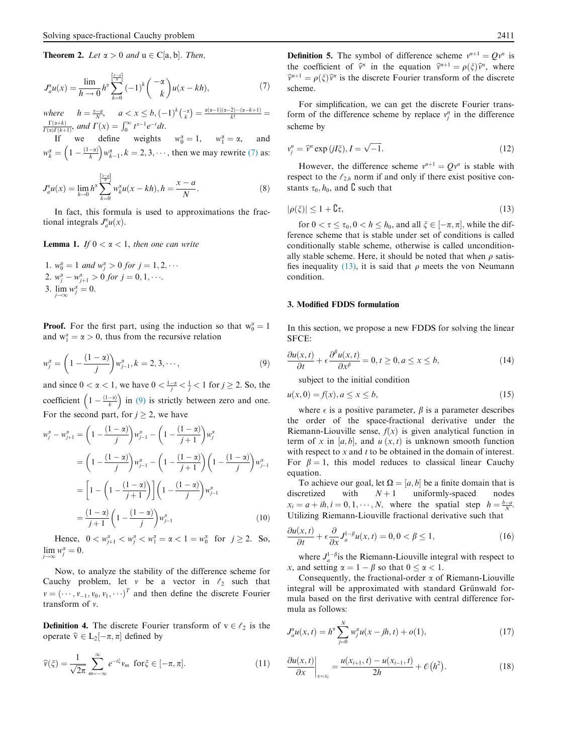**Theorem 2.** *Let* $\alpha > 0$ *and* $u \in C[a, b]$. *Then,*

$$J_a^\alpha u(x) = \lim_{h \to 0} h^\alpha \sum_{k=0}^{\left[\frac{x-a}{h}\right]} (-1)^k \binom{-\alpha}{k} u(x - kh), \tag{7}$$

*where* $h = \frac{x-a}{N}$, $a < x \le b$, $(-1)^k \binom{-\alpha}{k} = \frac{\alpha(\alpha-1)(\alpha-2)\cdots(\alpha-k+1)}{k!} = \frac{\Gamma(\alpha+k)}{\Gamma(\alpha)\Gamma(k+1)}$, *and* $\Gamma(x) = \int_0^\infty t^{x-1} e^{-t} dt$.

If we define weights $w_0^\alpha = 1$, $w_1^\alpha = \alpha$, and $w_k^\alpha = \left(1 - \frac{(1-\alpha)}{k}\right) w_{k-1}^\alpha, k = 2, 3, \cdots$, then we may rewrite (7) as:

$$J_a^\alpha u(x) = \lim_{h \to 0} h^\alpha \sum_{k=0}^{\left[\frac{x-a}{h}\right]} w_k^\alpha u(x - kh), h = \frac{x-a}{N}. \tag{8}$$

In fact, this formula is used to approximations the fractional integrals $J_a^\alpha u(x)$.

**Lemma 1.** *If* $0 < \alpha < 1$, *then one can write*

1. $w_0^\alpha = 1$ *and* $w_j^\alpha > 0$ *for* $j = 1, 2, \cdots$
2. $w_j^\alpha - w_{j+1}^\alpha > 0$ *for* $j = 0, 1, \cdots$.
3. $\lim_{j \to \infty} w_j^\alpha = 0$.

**Proof.** For the first part, using the induction so that $w_0^\alpha = 1$ and $w_1^\alpha = \alpha > 0$, thus from the recursive relation

$$w_j^\alpha = \left(1 - \frac{(1-\alpha)}{j}\right) w_{j-1}^\alpha, k = 2, 3, \cdots, \tag{9}$$

and since $0 < \alpha < 1$, we have $0 < \frac{1-\alpha}{j} < \frac{1}{j} < 1$ for $j \ge 2$. So, the coefficient $\left(1 - \frac{(1-\alpha)}{k}\right)$ in (9) is strictly between zero and one. For the second part, for $j \ge 2$, we have

$$\begin{aligned}
w_j^\alpha - w_{j+1}^\alpha &= \left(1 - \frac{(1-\alpha)}{j}\right) w_{j-1}^\alpha - \left(1 - \frac{(1-\alpha)}{j+1}\right) w_j^\alpha \\
&= \left(1 - \frac{(1-\alpha)}{j}\right) w_{j-1}^\alpha - \left(1 - \frac{(1-\alpha)}{j+1}\right)\left(1 - \frac{(1-\alpha)}{j}\right) w_{j-1}^\alpha \\
&= \left[1 - \left(1 - \frac{(1-\alpha)}{j+1}\right)\right]\left(1 - \frac{(1-\alpha)}{j}\right) w_{j-1}^\alpha \\
&= \frac{(1-\alpha)}{j+1}\left(1 - \frac{(1-\alpha)}{j}\right) w_{j-1}^\alpha
\end{aligned} \tag{10}$$

Hence, $0 < w_{j+1}^\alpha < w_j^\alpha < w_1^\alpha = \alpha < 1 = w_0^\alpha$ for $j \ge 2$. So, $\lim_{j \to \infty} w_j^\alpha = 0$.

Now, to analyze the stability of the difference scheme for Cauchy problem, let $v$ be a vector in $\ell_2$ such that $v = (\cdots, v_{-1}, v_0, v_1, \cdots)^T$ and then define the discrete Fourier transform of $v$.

**Definition 4.** The discrete Fourier transform of $v \in \ell_2$ is the operate $\hat{v} \in L_2[-\pi, \pi]$ defined by

$$\hat{v}(\xi) = \frac{1}{\sqrt{2\pi}} \sum_{m=-\infty}^{\infty} e^{-i\xi} v_m \text{ for } \xi \in [-\pi, \pi]. \tag{11}$$

**Definition 5.** The symbol of difference scheme $v^{n+1} = Qv^n$ is the coefficient of $\hat{v}^n$ in the equation $\hat{v}^{n+1} = \rho(\xi)\hat{v}^n$, where $\hat{v}^{n+1} = \rho(\xi)\hat{v}^n$ is the discrete Fourier transform of the discrete scheme.

For simplification, we can get the discrete Fourier transform of the difference scheme by replace $v_j^n$ in the difference scheme by

$$v_j^n = \hat{v}^n \exp(jI\xi), I = \sqrt{-1}. \tag{12}$$

However, the difference scheme $v^{n+1} = Qv^n$ is stable with respect to the $\ell_{2,h}$ norm if and only if there exist positive constants $\tau_0, h_0$, and $\mathtt{C}$ such that

$$|\rho(\xi)| \le 1 + \mathtt{C}\tau, \tag{13}$$

for $0 < \tau \le \tau_0, 0 < h \le h_0$, and all $\xi \in [-\pi, \pi]$, while the difference scheme that is stable under set of conditions is called conditionally stable scheme, otherwise is called unconditionally stable scheme. Here, it should be noted that when $\rho$ satisfies inequality (13), it is said that $\rho$ meets the von Neumann condition.

## 3. Modified FDDS formulation

In this section, we propose a new FDDS for solving the linear SFCE:

$$\frac{\partial u(x,t)}{\partial t} + \epsilon \frac{\partial^\beta u(x,t)}{\partial x^\beta} = 0, t \ge 0, a \le x \le b, \tag{14}$$

subject to the initial condition

$$u(x, 0) = f(x), a \le x \le b, \tag{15}$$

where $\epsilon$ is a positive parameter, $\beta$ is a parameter describes the order of the space-fractional derivative under the Riemann-Liouville sense, $f(x)$ is given analytical function in term of $x$ in $[a, b]$, and $u(x, t)$ is unknown smooth function with respect to $x$ and $t$ to be obtained in the domain of interest. For $\beta = 1$, this model reduces to classical linear Cauchy equation.

To achieve our goal, let $\Omega = [a, b]$ be a finite domain that is discretized with $N+1$ uniformly-spaced nodes $x_i = a + ih, i = 0, 1, \cdots, N$, where the spatial step $h = \frac{b-a}{N}$. Utilizing Riemann-Liouville fractional derivative such that

$$\frac{\partial u(x,t)}{\partial t} + \epsilon \frac{\partial}{\partial x} J_a^{1-\beta} u(x,t) = 0, 0 < \beta \le 1, \tag{16}$$

where $J_a^{1-\beta}$ is the Riemann-Liouville integral with respect to $x$, and setting $\alpha = 1 - \beta$ so that $0 \le \alpha < 1$.

Consequently, the fractional-order $\alpha$ of Riemann-Liouville integral will be approximated with standard Grünwald formula based on the first derivative with central difference formula as follows:

$$J_a^\alpha u(x,t) = h^\alpha \sum_{j=0}^{N} w_j^\alpha u(x - jh, t) + o(1), \tag{17}$$

$$\left.\frac{\partial u(x,t)}{\partial x}\right|_{x=x_i} = \frac{u(x_{i+1}, t) - u(x_{i-1}, t)}{2h} + \mathcal{O}(h^2). \tag{18}$$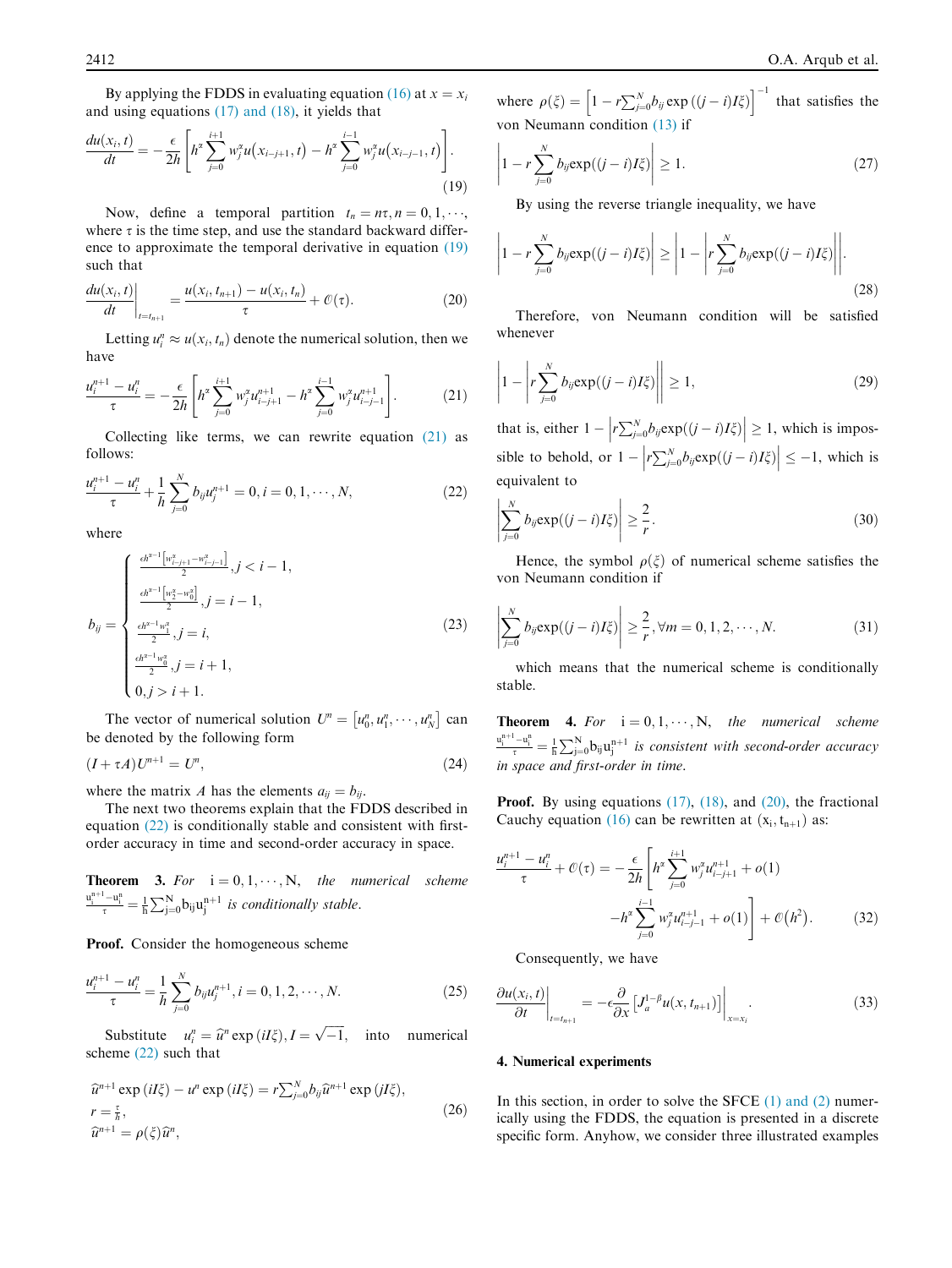By applying the FDDS in evaluating equation (16) at $x = x_i$ and using equations (17) and (18), it yields that

$$\frac{du(x_i,t)}{dt} = -\frac{\epsilon}{2h}\left[h^{\alpha}\sum_{j=0}^{i+1} w_j^{\alpha} u\left(x_{i-j+1},t\right) - h^{\alpha}\sum_{j=0}^{i-1} w_j^{\alpha} u\left(x_{i-j-1},t\right)\right]. \tag{19}$$

Now, define a temporal partition $t_n = n\tau, n = 0,1,\cdots,$ where $\tau$ is the time step, and use the standard backward difference to approximate the temporal derivative in equation (19) such that

$$\left.\frac{du(x_i,t)}{dt}\right|_{t=t_{n+1}} = \frac{u(x_i,t_{n+1}) - u(x_i,t_n)}{\tau} + \mathcal{O}(\tau). \tag{20}$$

Letting $u_i^n \approx u(x_i,t_n)$ denote the numerical solution, then we have

$$\frac{u_i^{n+1} - u_i^n}{\tau} = -\frac{\epsilon}{2h}\left[h^{\alpha}\sum_{j=0}^{i+1} w_j^{\alpha} u_{i-j+1}^{n+1} - h^{\alpha}\sum_{j=0}^{i-1} w_j^{\alpha} u_{i-j-1}^{n+1}\right]. \tag{21}$$

Collecting like terms, we can rewrite equation (21) as follows:

$$\frac{u_i^{n+1} - u_i^n}{\tau} + \frac{1}{h}\sum_{j=0}^{N} b_{ij} u_j^{n+1} = 0, i = 0,1,\cdots,N, \tag{22}$$

where

$$b_{ij} = \begin{cases} \frac{\epsilon h^{\alpha-1}\left[w_{i-j+1}^{\alpha} - w_{i-j-1}^{\alpha}\right]}{2}, j < i-1, \\ \frac{\epsilon h^{\alpha-1}\left[w_2^{\alpha} - w_0^{\alpha}\right]}{2}, j = i-1, \\ \frac{\epsilon h^{\alpha-1} w_1^{\alpha}}{2}, j = i, \\ \frac{\epsilon h^{\alpha-1} w_0^{\alpha}}{2}, j = i+1, \\ 0, j > i+1. \end{cases} \tag{23}$$

The vector of numerical solution $U^n = \left[u_0^n, u_1^n, \cdots, u_N^n\right]$ can be denoted by the following form

$$(I + \tau A)U^{n+1} = U^n, \tag{24}$$

where the matrix $A$ has the elements $a_{ij} = b_{ij}$.

The next two theorems explain that the FDDS described in equation (22) is conditionally stable and consistent with first-order accuracy in time and second-order accuracy in space.

**Theorem 3.** *For* $i = 0,1,\cdots,N$, *the numerical scheme* $\frac{u_i^{n+1} - u_i^n}{\tau} = \frac{1}{h}\sum_{j=0}^{N} b_{ij} u_j^{n+1}$ *is conditionally stable.*

**Proof.** Consider the homogeneous scheme

$$\frac{u_i^{n+1} - u_i^n}{\tau} = \frac{1}{h}\sum_{j=0}^{N} b_{ij} u_j^{n+1}, i = 0,1,2,\cdots,N. \tag{25}$$

Substitute $u_i^n = \widehat{u}^n \exp(iI\xi), I = \sqrt{-1}$, into numerical scheme (22) such that

$$\begin{aligned} &\widehat{u}^{n+1}\exp(iI\xi) - u^n \exp(iI\xi) = r\textstyle\sum_{j=0}^{N} b_{ij}\widehat{u}^{n+1}\exp(jI\xi), \\ &r = \tfrac{\tau}{h}, \\ &\widehat{u}^{n+1} = \rho(\xi)\widehat{u}^n, \end{aligned} \tag{26}$$

where $\rho(\xi) = \left[1 - r\sum_{j=0}^{N} b_{ij}\exp((j-i)I\xi)\right]^{-1}$ that satisfies the von Neumann condition (13) if

$$\left|1 - r\sum_{j=0}^{N} b_{ij}\exp((j-i)I\xi)\right| \geq 1. \tag{27}$$

By using the reverse triangle inequality, we have

$$\left|1 - r\sum_{j=0}^{N} b_{ij}\exp((j-i)I\xi)\right| \geq \left|1 - \left|r\sum_{j=0}^{N} b_{ij}\exp((j-i)I\xi)\right|\right|. \tag{28}$$

Therefore, von Neumann condition will be satisfied whenever

$$\left|1 - \left|r\sum_{j=0}^{N} b_{ij}\exp((j-i)I\xi)\right|\right| \geq 1, \tag{29}$$

that is, either $1 - \left|r\sum_{j=0}^{N} b_{ij}\exp((j-i)I\xi)\right| \geq 1$, which is impossible to behold, or $1 - \left|r\sum_{j=0}^{N} b_{ij}\exp((j-i)I\xi)\right| \leq -1$, which is equivalent to

$$\left|\sum_{j=0}^{N} b_{ij}\exp((j-i)I\xi)\right| \geq \frac{2}{r}. \tag{30}$$

Hence, the symbol $\rho(\xi)$ of numerical scheme satisfies the von Neumann condition if

$$\left|\sum_{j=0}^{N} b_{ij}\exp((j-i)I\xi)\right| \geq \frac{2}{r}, \forall m = 0,1,2,\cdots,N. \tag{31}$$

which means that the numerical scheme is conditionally stable.

**Theorem 4.** *For* $i = 0,1,\cdots,N$, *the numerical scheme* $\frac{u_i^{n+1} - u_i^n}{\tau} = \frac{1}{h}\sum_{j=0}^{N} b_{ij} u_j^{n+1}$ *is consistent with second-order accuracy in space and first-order in time.*

**Proof.** By using equations (17), (18), and (20), the fractional Cauchy equation (16) can be rewritten at $(x_i, t_{n+1})$ as:

$$\begin{aligned} \frac{u_i^{n+1} - u_i^n}{\tau} + \mathcal{O}(\tau) = -\frac{\epsilon}{2h}\Bigg[h^{\alpha}\sum_{j=0}^{i+1} w_j^{\alpha} u_{i-j+1}^{n+1} + o(1) \\ - h^{\alpha}\sum_{j=0}^{i-1} w_j^{\alpha} u_{i-j-1}^{n+1} + o(1)\Bigg] + \mathcal{O}\left(h^2\right). \end{aligned} \tag{32}$$

Consequently, we have

$$\left.\frac{\partial u(x_i,t)}{\partial t}\right|_{t=t_{n+1}} = -\epsilon\frac{\partial}{\partial x}\left[J_a^{1-\beta} u(x,t_{n+1})\right]\Big|_{x=x_i}. \tag{33}$$

## 4. Numerical experiments

In this section, in order to solve the SFCE (1) and (2) numerically using the FDDS, the equation is presented in a discrete specific form. Anyhow, we consider three illustrated examples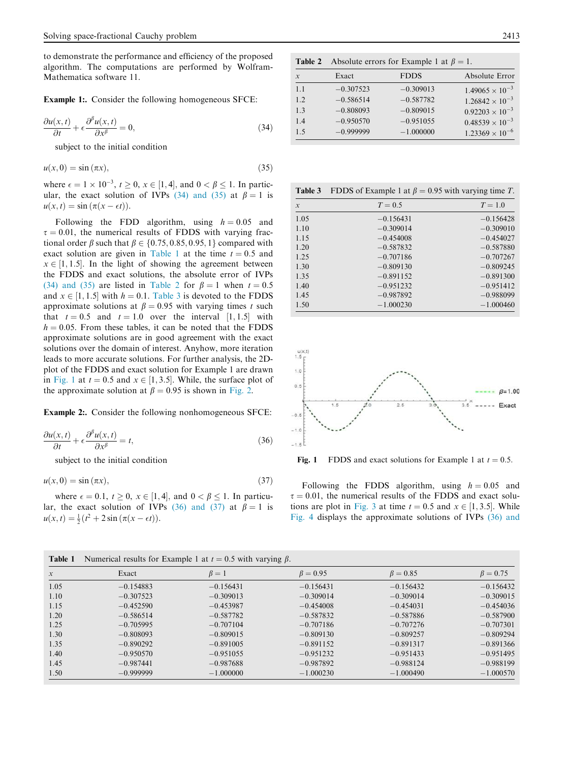to demonstrate the performance and efficiency of the proposed algorithm. The computations are performed by Wolfram-Mathematica software 11.

**Example 1:.** Consider the following homogeneous SFCE:

$$\frac{\partial u(x,t)}{\partial t} + \epsilon \frac{\partial^{\beta} u(x,t)}{\partial x^{\beta}} = 0, \tag{34}$$

subject to the initial condition

$$u(x,0) = \sin(\pi x), \tag{35}$$

where $\epsilon = 1 \times 10^{-3}$, $t \geq 0$, $x \in [1,4]$, and $0 < \beta \leq 1$. In particular, the exact solution of IVPs (34) and (35) at $\beta = 1$ is $u(x,t) = \sin(\pi(x - \epsilon t))$.

Following the FDD algorithm, using $h = 0.05$ and $\tau = 0.01$, the numerical results of FDDS with varying fractional order $\beta$ such that $\beta \in \{0.75, 0.85, 0.95, 1\}$ compared with exact solution are given in Table 1 at the time $t = 0.5$ and $x \in [1, 1.5]$. In the light of showing the agreement between the FDDS and exact solutions, the absolute error of IVPs (34) and (35) are listed in Table 2 for $\beta = 1$ when $t = 0.5$ and $x \in [1, 1.5]$ with $h = 0.1$. Table 3 is devoted to the FDDS approximate solutions at $\beta = 0.95$ with varying times $t$ such that $t = 0.5$ and $t = 1.0$ over the interval $[1, 1.5]$ with $h = 0.05$. From these tables, it can be noted that the FDDS approximate solutions are in good agreement with the exact solutions over the domain of interest. Anyhow, more iteration leads to more accurate solutions. For further analysis, the 2D-plot of the FDDS and exact solution for Example 1 are drawn in Fig. 1 at $t = 0.5$ and $x \in [1, 3.5]$. While, the surface plot of the approximate solution at $\beta = 0.95$ is shown in Fig. 2.

**Example 2:.** Consider the following nonhomogeneous SFCE:

$$\frac{\partial u(x,t)}{\partial t} + \epsilon \frac{\partial^{\beta} u(x,t)}{\partial x^{\beta}} = t, \tag{36}$$

subject to the initial condition

$$u(x,0) = \sin(\pi x), \tag{37}$$

where $\epsilon = 0.1$, $t \geq 0$, $x \in [1,4]$, and $0 < \beta \leq 1$. In particular, the exact solution of IVPs (36) and (37) at $\beta = 1$ is $u(x,t) = \frac{1}{2}(t^2 + 2\sin(\pi(x - \epsilon t)))$.

**Table 2** Absolute errors for Example 1 at $\beta = 1$.

| $x$ | Exact | FDDS | Absolute Error |
|---|---|---|---|
| 1.1 | −0.307523 | −0.309013 | $1.49065 \times 10^{-3}$ |
| 1.2 | −0.586514 | −0.587782 | $1.26842 \times 10^{-3}$ |
| 1.3 | −0.808093 | −0.809015 | $0.92203 \times 10^{-3}$ |
| 1.4 | −0.950570 | −0.951055 | $0.48539 \times 10^{-3}$ |
| 1.5 | −0.999999 | −1.000000 | $1.23369 \times 10^{-6}$ |

**Table 3** FDDS of Example 1 at $\beta = 0.95$ with varying time $T$.

| $x$ | $T = 0.5$ | $T = 1.0$ |
|---|---|---|
| 1.05 | −0.156431 | −0.156428 |
| 1.10 | −0.309014 | −0.309010 |
| 1.15 | −0.454008 | −0.454027 |
| 1.20 | −0.587832 | −0.587880 |
| 1.25 | −0.707186 | −0.707267 |
| 1.30 | −0.809130 | −0.809245 |
| 1.35 | −0.891152 | −0.891300 |
| 1.40 | −0.951232 | −0.951412 |
| 1.45 | −0.987892 | −0.988099 |
| 1.50 | −1.000230 | −1.000460 |

**Fig. 1** FDDS and exact solutions for Example 1 at $t = 0.5$.

Following the FDDS algorithm, using $h = 0.05$ and $\tau = 0.01$, the numerical results of the FDDS and exact solutions are plot in Fig. 3 at time $t = 0.5$ and $x \in [1, 3.5]$. While Fig. 4 displays the approximate solutions of IVPs (36) and

**Table 1** Numerical results for Example 1 at $t = 0.5$ with varying $\beta$.

| $x$ | Exact | $\beta = 1$ | $\beta = 0.95$ | $\beta = 0.85$ | $\beta = 0.75$ |
|---|---|---|---|---|---|
| 1.05 | −0.154883 | −0.156431 | −0.156431 | −0.156432 | −0.156432 |
| 1.10 | −0.307523 | −0.309013 | −0.309014 | −0.309014 | −0.309015 |
| 1.15 | −0.452590 | −0.453987 | −0.454008 | −0.454031 | −0.454036 |
| 1.20 | −0.586514 | −0.587782 | −0.587832 | −0.587886 | −0.587900 |
| 1.25 | −0.705995 | −0.707104 | −0.707186 | −0.707276 | −0.707301 |
| 1.30 | −0.808093 | −0.809015 | −0.809130 | −0.809257 | −0.809294 |
| 1.35 | −0.890292 | −0.891005 | −0.891152 | −0.891317 | −0.891366 |
| 1.40 | −0.950570 | −0.951055 | −0.951232 | −0.951433 | −0.951495 |
| 1.45 | −0.987441 | −0.987688 | −0.987892 | −0.988124 | −0.988199 |
| 1.50 | −0.999999 | −1.000000 | −1.000230 | −1.000490 | −1.000570 |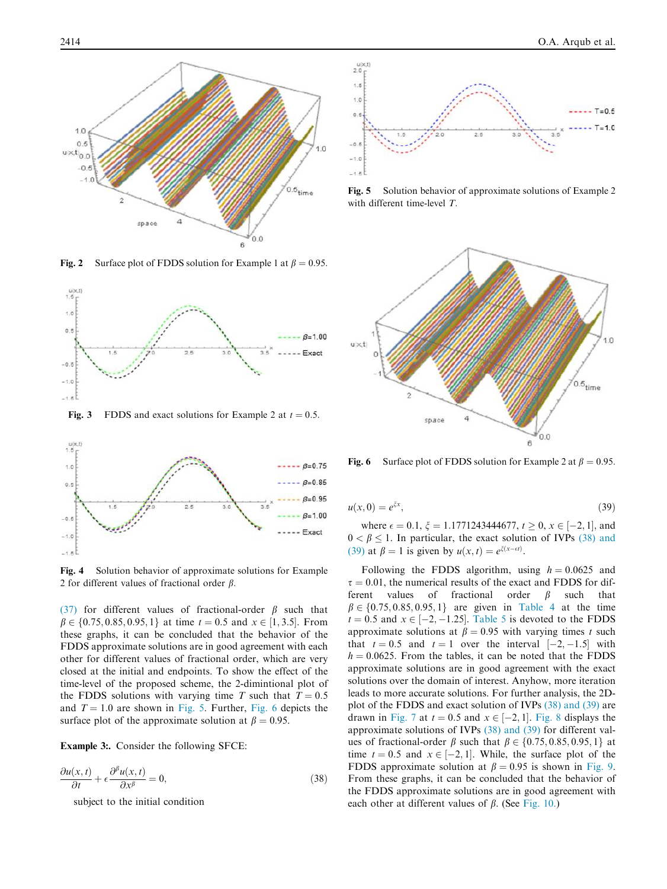Fig. 2 Surface plot of FDDS solution for Example 1 at $\beta = 0.95$.

Fig. 3 FDDS and exact solutions for Example 2 at $t = 0.5$.

Fig. 4 Solution behavior of approximate solutions for Example 2 for different values of fractional order $\beta$.

(37) for different values of fractional-order $\beta$ such that $\beta \in \{0.75, 0.85, 0.95, 1\}$ at time $t = 0.5$ and $x \in [1, 3.5]$. From these graphs, it can be concluded that the behavior of the FDDS approximate solutions are in good agreement with each other for different values of fractional order, which are very closed at the initial and endpoints. To show the effect of the time-level of the proposed scheme, the 2-dimintional plot of the FDDS solutions with varying time $T$ such that $T = 0.5$ and $T = 1.0$ are shown in Fig. 5. Further, Fig. 6 depicts the surface plot of the approximate solution at $\beta = 0.95$.

**Example 3:.** Consider the following SFCE:

$$\frac{\partial u(x,t)}{\partial t} + \epsilon \frac{\partial^{\beta} u(x,t)}{\partial x^{\beta}} = 0, \tag{38}$$

subject to the initial condition

Fig. 5 Solution behavior of approximate solutions of Example 2 with different time-level $T$.

Fig. 6 Surface plot of FDDS solution for Example 2 at $\beta = 0.95$.

$$u(x,0) = e^{\xi x}, \tag{39}$$

where $\epsilon = 0.1$, $\xi = 1.1771243444677$, $t \geq 0$, $x \in [-2, 1]$, and $0 < \beta \leq 1$. In particular, the exact solution of IVPs (38) and (39) at $\beta = 1$ is given by $u(x,t) = e^{\xi(x-\epsilon t)}$.

Following the FDDS algorithm, using $h = 0.0625$ and $\tau = 0.01$, the numerical results of the exact and FDDS for different values of fractional order $\beta$ such that $\beta \in \{0.75, 0.85, 0.95, 1\}$ are given in Table 4 at the time $t = 0.5$ and $x \in [-2, -1.25]$. Table 5 is devoted to the FDDS approximate solutions at $\beta = 0.95$ with varying times $t$ such that $t = 0.5$ and $t = 1$ over the interval $[-2, -1.5]$ with $h = 0.0625$. From the tables, it can be noted that the FDDS approximate solutions are in good agreement with the exact solutions over the domain of interest. Anyhow, more iteration leads to more accurate solutions. For further analysis, the 2D-plot of the FDDS and exact solution of IVPs (38) and (39) are drawn in Fig. 7 at $t = 0.5$ and $x \in [-2, 1]$. Fig. 8 displays the approximate solutions of IVPs (38) and (39) for different values of fractional-order $\beta$ such that $\beta \in \{0.75, 0.85, 0.95, 1\}$ at time $t = 0.5$ and $x \in [-2, 1]$. While, the surface plot of the FDDS approximate solution at $\beta = 0.95$ is shown in Fig. 9. From these graphs, it can be concluded that the behavior of the FDDS approximate solutions are in good agreement with each other at different values of $\beta$. (See Fig. 10.)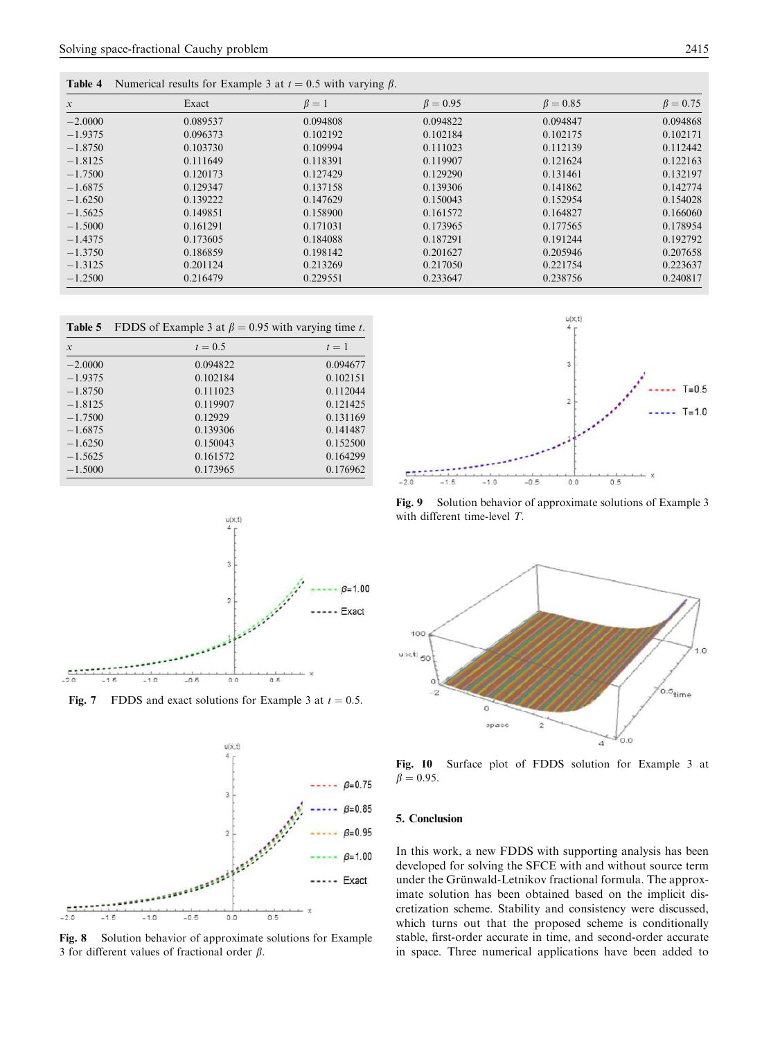**Table 4** Numerical results for Example 3 at $t = 0.5$ with varying $\beta$.

| $x$ | Exact | $\beta = 1$ | $\beta = 0.95$ | $\beta = 0.85$ | $\beta = 0.75$ |
|---|---|---|---|---|---|
| −2.0000 | 0.089537 | 0.094808 | 0.094822 | 0.094847 | 0.094868 |
| −1.9375 | 0.096373 | 0.102192 | 0.102184 | 0.102175 | 0.102171 |
| −1.8750 | 0.103730 | 0.109994 | 0.111023 | 0.112139 | 0.112442 |
| −1.8125 | 0.111649 | 0.118391 | 0.119907 | 0.121624 | 0.122163 |
| −1.7500 | 0.120173 | 0.127429 | 0.129290 | 0.131461 | 0.132197 |
| −1.6875 | 0.129347 | 0.137158 | 0.139306 | 0.141862 | 0.142774 |
| −1.6250 | 0.139222 | 0.147629 | 0.150043 | 0.152954 | 0.154028 |
| −1.5625 | 0.149851 | 0.158900 | 0.161572 | 0.164827 | 0.166060 |
| −1.5000 | 0.161291 | 0.171031 | 0.173965 | 0.177565 | 0.178954 |
| −1.4375 | 0.173605 | 0.184088 | 0.187291 | 0.191244 | 0.192792 |
| −1.3750 | 0.186859 | 0.198142 | 0.201627 | 0.205946 | 0.207658 |
| −1.3125 | 0.201124 | 0.213269 | 0.217050 | 0.221754 | 0.223637 |
| −1.2500 | 0.216479 | 0.229551 | 0.233647 | 0.238756 | 0.240817 |

**Table 5** FDDS of Example 3 at $\beta = 0.95$ with varying time $t$.

| $x$ | $t = 0.5$ | $t = 1$ |
|---|---|---|
| −2.0000 | 0.094822 | 0.094677 |
| −1.9375 | 0.102184 | 0.102151 |
| −1.8750 | 0.111023 | 0.112044 |
| −1.8125 | 0.119907 | 0.121425 |
| −1.7500 | 0.12929 | 0.131169 |
| −1.6875 | 0.139306 | 0.141487 |
| −1.6250 | 0.150043 | 0.152500 |
| −1.5625 | 0.161572 | 0.164299 |
| −1.5000 | 0.173965 | 0.176962 |

**Fig. 7** FDDS and exact solutions for Example 3 at $t = 0.5$.

**Fig. 8** Solution behavior of approximate solutions for Example 3 for different values of fractional order $\beta$.

**Fig. 9** Solution behavior of approximate solutions of Example 3 with different time-level $T$.

**Fig. 10** Surface plot of FDDS solution for Example 3 at $\beta = 0.95$.

## 5. Conclusion

In this work, a new FDDS with supporting analysis has been developed for solving the SFCE with and without source term under the Grünwald-Letnikov fractional formula. The approximate solution has been obtained based on the implicit discretization scheme. Stability and consistency were discussed, which turns out that the proposed scheme is conditionally stable, first-order accurate in time, and second-order accurate in space. Three numerical applications have been added to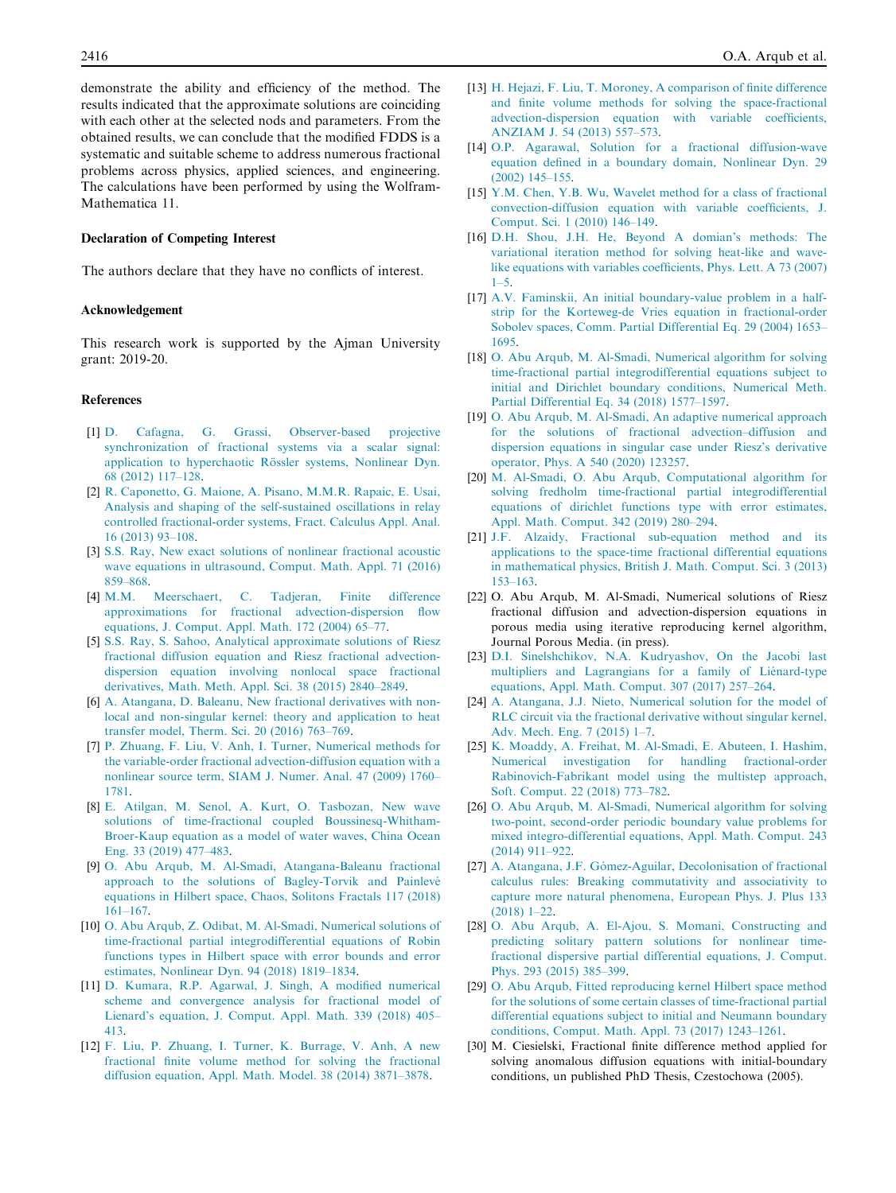demonstrate the ability and efficiency of the method. The results indicated that the approximate solutions are coinciding with each other at the selected nods and parameters. From the obtained results, we can conclude that the modified FDDS is a systematic and suitable scheme to address numerous fractional problems across physics, applied sciences, and engineering. The calculations have been performed by using the Wolfram-Mathematica 11.

### Declaration of Competing Interest

The authors declare that they have no conflicts of interest.

### Acknowledgement

This research work is supported by the Ajman University grant: 2019-20.

### References

[1] D. Cafagna, G. Grassi, Observer-based projective synchronization of fractional systems via a scalar signal: application to hyperchaotic Rössler systems, Nonlinear Dyn. 68 (2012) 117–128.

[2] R. Caponetto, G. Maione, A. Pisano, M.M.R. Rapaic, E. Usai, Analysis and shaping of the self-sustained oscillations in relay controlled fractional-order systems, Fract. Calculus Appl. Anal. 16 (2013) 93–108.

[3] S.S. Ray, New exact solutions of nonlinear fractional acoustic wave equations in ultrasound, Comput. Math. Appl. 71 (2016) 859–868.

[4] M.M. Meerschaert, C. Tadjeran, Finite difference approximations for fractional advection-dispersion flow equations, J. Comput. Appl. Math. 172 (2004) 65–77.

[5] S.S. Ray, S. Sahoo, Analytical approximate solutions of Riesz fractional diffusion equation and Riesz fractional advection-dispersion equation involving nonlocal space fractional derivatives, Math. Meth. Appl. Sci. 38 (2015) 2840–2849.

[6] A. Atangana, D. Baleanu, New fractional derivatives with non-local and non-singular kernel: theory and application to heat transfer model, Therm. Sci. 20 (2016) 763–769.

[7] P. Zhuang, F. Liu, V. Anh, I. Turner, Numerical methods for the variable-order fractional advection-diffusion equation with a nonlinear source term, SIAM J. Numer. Anal. 47 (2009) 1760–1781.

[8] E. Atilgan, M. Senol, A. Kurt, O. Tasbozan, New wave solutions of time-fractional coupled Boussinesq-Whitham-Broer-Kaup equation as a model of water waves, China Ocean Eng. 33 (2019) 477–483.

[9] O. Abu Arqub, M. Al-Smadi, Atangana-Baleanu fractional approach to the solutions of Bagley-Torvik and Painlevé equations in Hilbert space, Chaos, Solitons Fractals 117 (2018) 161–167.

[10] O. Abu Arqub, Z. Odibat, M. Al-Smadi, Numerical solutions of time-fractional partial integrodifferential equations of Robin functions types in Hilbert space with error bounds and error estimates, Nonlinear Dyn. 94 (2018) 1819–1834.

[11] D. Kumara, R.P. Agarwal, J. Singh, A modified numerical scheme and convergence analysis for fractional model of Lienard's equation, J. Comput. Appl. Math. 339 (2018) 405–413.

[12] F. Liu, P. Zhuang, I. Turner, K. Burrage, V. Anh, A new fractional finite volume method for solving the fractional diffusion equation, Appl. Math. Model. 38 (2014) 3871–3878.

[13] H. Hejazi, F. Liu, T. Moroney, A comparison of finite difference and finite volume methods for solving the space-fractional advection-dispersion equation with variable coefficients, ANZIAM J. 54 (2013) 557–573.

[14] O.P. Agarawal, Solution for a fractional diffusion-wave equation defined in a boundary domain, Nonlinear Dyn. 29 (2002) 145–155.

[15] Y.M. Chen, Y.B. Wu, Wavelet method for a class of fractional convection-diffusion equation with variable coefficients, J. Comput. Sci. 1 (2010) 146–149.

[16] D.H. Shou, J.H. He, Beyond A domian's methods: The variational iteration method for solving heat-like and wave-like equations with variables coefficients, Phys. Lett. A 73 (2007) 1–5.

[17] A.V. Faminskii, An initial boundary-value problem in a half-strip for the Korteweg-de Vries equation in fractional-order Sobolev spaces, Comm. Partial Differential Eq. 29 (2004) 1653–1695.

[18] O. Abu Arqub, M. Al-Smadi, Numerical algorithm for solving time-fractional partial integrodifferential equations subject to initial and Dirichlet boundary conditions, Numerical Meth. Partial Differential Eq. 34 (2018) 1577–1597.

[19] O. Abu Arqub, M. Al-Smadi, An adaptive numerical approach for the solutions of fractional advection–diffusion and dispersion equations in singular case under Riesz's derivative operator, Phys. A 540 (2020) 123257.

[20] M. Al-Smadi, O. Abu Arqub, Computational algorithm for solving fredholm time-fractional partial integrodifferential equations of dirichlet functions type with error estimates, Appl. Math. Comput. 342 (2019) 280–294.

[21] J.F. Alzaidy, Fractional sub-equation method and its applications to the space-time fractional differential equations in mathematical physics, British J. Math. Comput. Sci. 3 (2013) 153–163.

[22] O. Abu Arqub, M. Al-Smadi, Numerical solutions of Riesz fractional diffusion and advection-dispersion equations in porous media using iterative reproducing kernel algorithm, Journal Porous Media. (in press).

[23] D.I. Sinelshchikov, N.A. Kudryashov, On the Jacobi last multipliers and Lagrangians for a family of Liénard-type equations, Appl. Math. Comput. 307 (2017) 257–264.

[24] A. Atangana, J.J. Nieto, Numerical solution for the model of RLC circuit via the fractional derivative without singular kernel, Adv. Mech. Eng. 7 (2015) 1–7.

[25] K. Moaddy, A. Freihat, M. Al-Smadi, E. Abuteen, I. Hashim, Numerical investigation for handling fractional-order Rabinovich-Fabrikant model using the multistep approach, Soft. Comput. 22 (2018) 773–782.

[26] O. Abu Arqub, M. Al-Smadi, Numerical algorithm for solving two-point, second-order periodic boundary value problems for mixed integro-differential equations, Appl. Math. Comput. 243 (2014) 911–922.

[27] A. Atangana, J.F. Gómez-Aguilar, Decolonisation of fractional calculus rules: Breaking commutativity and associativity to capture more natural phenomena, European Phys. J. Plus 133 (2018) 1–22.

[28] O. Abu Arqub, A. El-Ajou, S. Momani, Constructing and predicting solitary pattern solutions for nonlinear time-fractional dispersive partial differential equations, J. Comput. Phys. 293 (2015) 385–399.

[29] O. Abu Arqub, Fitted reproducing kernel Hilbert space method for the solutions of some certain classes of time-fractional partial differential equations subject to initial and Neumann boundary conditions, Comput. Math. Appl. 73 (2017) 1243–1261.

[30] M. Ciesielski, Fractional finite difference method applied for solving anomalous diffusion equations with initial-boundary conditions, un published PhD Thesis, Czestochowa (2005).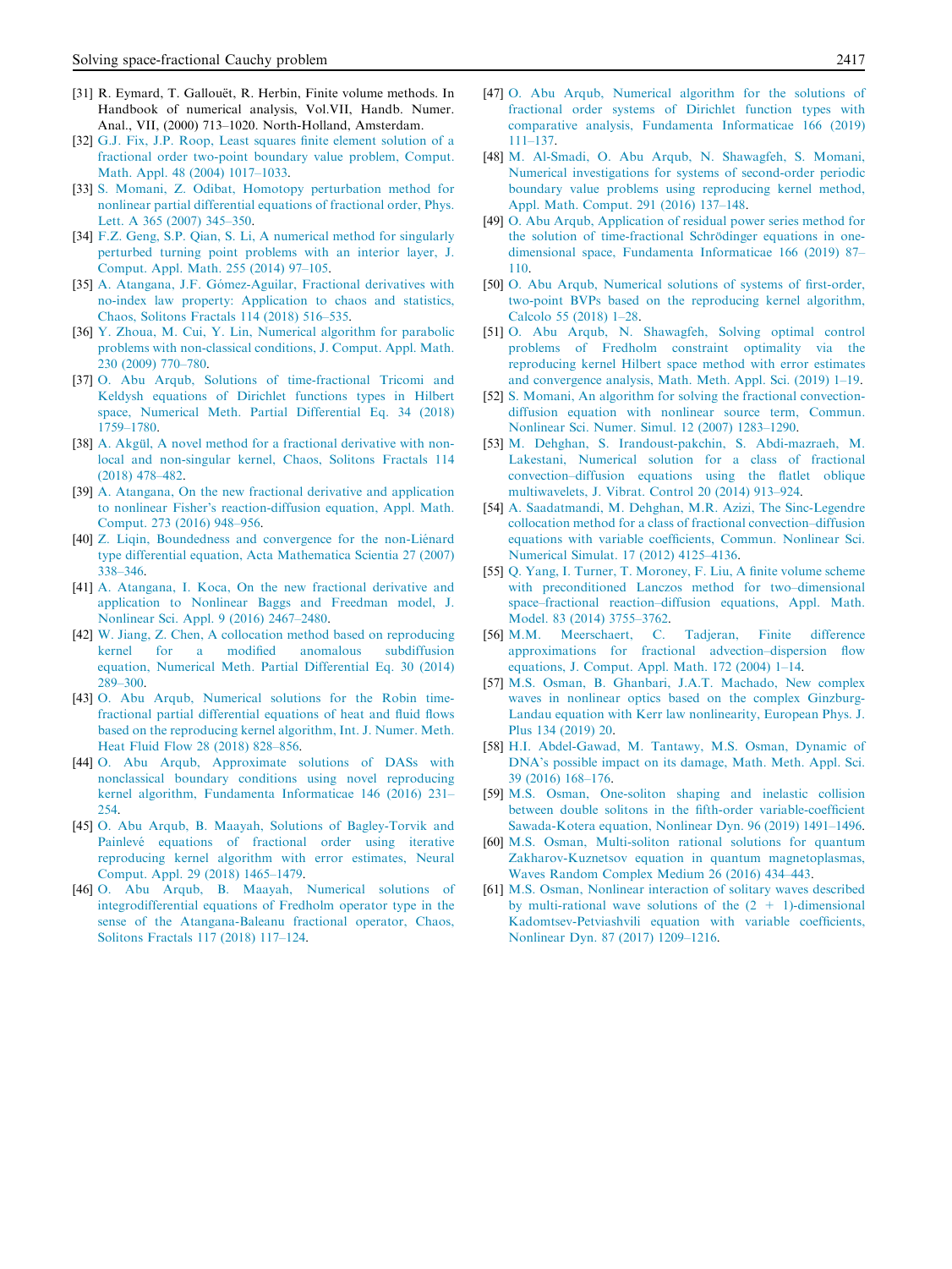[31] R. Eymard, T. Gallouët, R. Herbin, Finite volume methods. In Handbook of numerical analysis, Vol.VII, Handb. Numer. Anal., VII, (2000) 713–1020. North-Holland, Amsterdam.

[32] G.J. Fix, J.P. Roop, Least squares finite element solution of a fractional order two-point boundary value problem, Comput. Math. Appl. 48 (2004) 1017–1033.

[33] S. Momani, Z. Odibat, Homotopy perturbation method for nonlinear partial differential equations of fractional order, Phys. Lett. A 365 (2007) 345–350.

[34] F.Z. Geng, S.P. Qian, S. Li, A numerical method for singularly perturbed turning point problems with an interior layer, J. Comput. Appl. Math. 255 (2014) 97–105.

[35] A. Atangana, J.F. Gómez-Aguilar, Fractional derivatives with no-index law property: Application to chaos and statistics, Chaos, Solitons Fractals 114 (2018) 516–535.

[36] Y. Zhoua, M. Cui, Y. Lin, Numerical algorithm for parabolic problems with non-classical conditions, J. Comput. Appl. Math. 230 (2009) 770–780.

[37] O. Abu Arqub, Solutions of time-fractional Tricomi and Keldysh equations of Dirichlet functions types in Hilbert space, Numerical Meth. Partial Differential Eq. 34 (2018) 1759–1780.

[38] A. Akgül, A novel method for a fractional derivative with non-local and non-singular kernel, Chaos, Solitons Fractals 114 (2018) 478–482.

[39] A. Atangana, On the new fractional derivative and application to nonlinear Fisher's reaction-diffusion equation, Appl. Math. Comput. 273 (2016) 948–956.

[40] Z. Liqin, Boundedness and convergence for the non-Liénard type differential equation, Acta Mathematica Scientia 27 (2007) 338–346.

[41] A. Atangana, I. Koca, On the new fractional derivative and application to Nonlinear Baggs and Freedman model, J. Nonlinear Sci. Appl. 9 (2016) 2467–2480.

[42] W. Jiang, Z. Chen, A collocation method based on reproducing kernel for a modified anomalous subdiffusion equation, Numerical Meth. Partial Differential Eq. 30 (2014) 289–300.

[43] O. Abu Arqub, Numerical solutions for the Robin time-fractional partial differential equations of heat and fluid flows based on the reproducing kernel algorithm, Int. J. Numer. Meth. Heat Fluid Flow 28 (2018) 828–856.

[44] O. Abu Arqub, Approximate solutions of DASs with nonclassical boundary conditions using novel reproducing kernel algorithm, Fundamenta Informaticae 146 (2016) 231–254.

[45] O. Abu Arqub, B. Maayah, Solutions of Bagley-Torvik and Painlevé equations of fractional order using iterative reproducing kernel algorithm with error estimates, Neural Comput. Appl. 29 (2018) 1465–1479.

[46] O. Abu Arqub, B. Maayah, Numerical solutions of integrodifferential equations of Fredholm operator type in the sense of the Atangana-Baleanu fractional operator, Chaos, Solitons Fractals 117 (2018) 117–124.

[47] O. Abu Arqub, Numerical algorithm for the solutions of fractional order systems of Dirichlet function types with comparative analysis, Fundamenta Informaticae 166 (2019) 111–137.

[48] M. Al-Smadi, O. Abu Arqub, N. Shawagfeh, S. Momani, Numerical investigations for systems of second-order periodic boundary value problems using reproducing kernel method, Appl. Math. Comput. 291 (2016) 137–148.

[49] O. Abu Arqub, Application of residual power series method for the solution of time-fractional Schrödinger equations in one-dimensional space, Fundamenta Informaticae 166 (2019) 87–110.

[50] O. Abu Arqub, Numerical solutions of systems of first-order, two-point BVPs based on the reproducing kernel algorithm, Calcolo 55 (2018) 1–28.

[51] O. Abu Arqub, N. Shawagfeh, Solving optimal control problems of Fredholm constraint optimality via the reproducing kernel Hilbert space method with error estimates and convergence analysis, Math. Meth. Appl. Sci. (2019) 1–19.

[52] S. Momani, An algorithm for solving the fractional convection-diffusion equation with nonlinear source term, Commun. Nonlinear Sci. Numer. Simul. 12 (2007) 1283–1290.

[53] M. Dehghan, S. Irandoust-pakchin, S. Abdi-mazraeh, M. Lakestani, Numerical solution for a class of fractional convection–diffusion equations using the flatlet oblique multiwavelets, J. Vibrat. Control 20 (2014) 913–924.

[54] A. Saadatmandi, M. Dehghan, M.R. Azizi, The Sinc-Legendre collocation method for a class of fractional convection–diffusion equations with variable coefficients, Commun. Nonlinear Sci. Numerical Simulat. 17 (2012) 4125–4136.

[55] Q. Yang, I. Turner, T. Moroney, F. Liu, A finite volume scheme with preconditioned Lanczos method for two–dimensional space–fractional reaction–diffusion equations, Appl. Math. Model. 83 (2014) 3755–3762.

[56] M.M. Meerschaert, C. Tadjeran, Finite difference approximations for fractional advection–dispersion flow equations, J. Comput. Appl. Math. 172 (2004) 1–14.

[57] M.S. Osman, B. Ghanbari, J.A.T. Machado, New complex waves in nonlinear optics based on the complex Ginzburg-Landau equation with Kerr law nonlinearity, European Phys. J. Plus 134 (2019) 20.

[58] H.I. Abdel-Gawad, M. Tantawy, M.S. Osman, Dynamic of DNA's possible impact on its damage, Math. Meth. Appl. Sci. 39 (2016) 168–176.

[59] M.S. Osman, One-soliton shaping and inelastic collision between double solitons in the fifth-order variable-coefficient Sawada-Kotera equation, Nonlinear Dyn. 96 (2019) 1491–1496.

[60] M.S. Osman, Multi-soliton rational solutions for quantum Zakharov-Kuznetsov equation in quantum magnetoplasmas, Waves Random Complex Medium 26 (2016) 434–443.

[61] M.S. Osman, Nonlinear interaction of solitary waves described by multi-rational wave solutions of the (2 + 1)-dimensional Kadomtsev-Petviashvili equation with variable coefficients, Nonlinear Dyn. 87 (2017) 1209–1216.